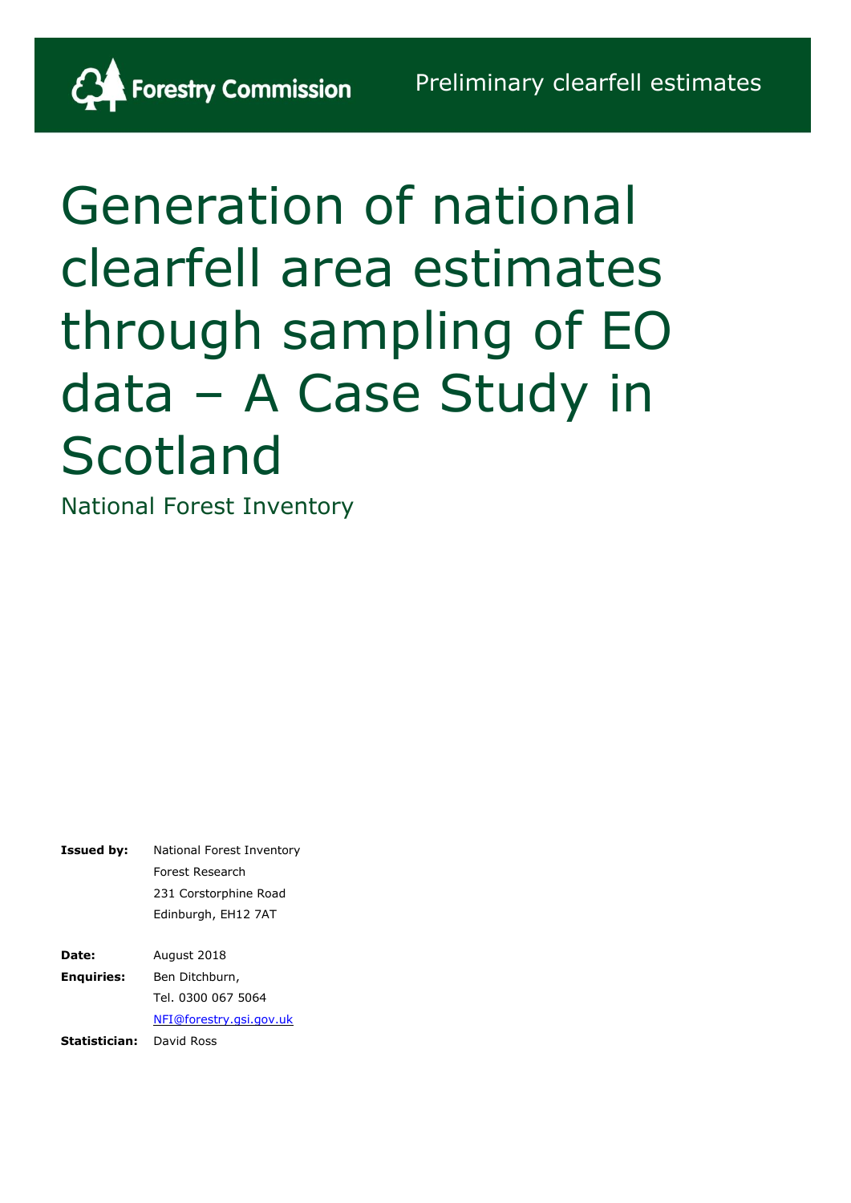Forestry Commission

Preliminary clearfell estimates

# Generation of national clearfell area estimates through sampling of EO data – A Case Study in Scotland

National Forest Inventory

**Issued by:** National Forest Inventory
Forest Research
231 Corstorphine Road
Edinburgh, EH12 7AT

**Date:** August 2018

**Enquiries:** Ben Ditchburn,
Tel. 0300 067 5064
NFI@forestry.gsi.gov.uk

**Statistician:** David Ross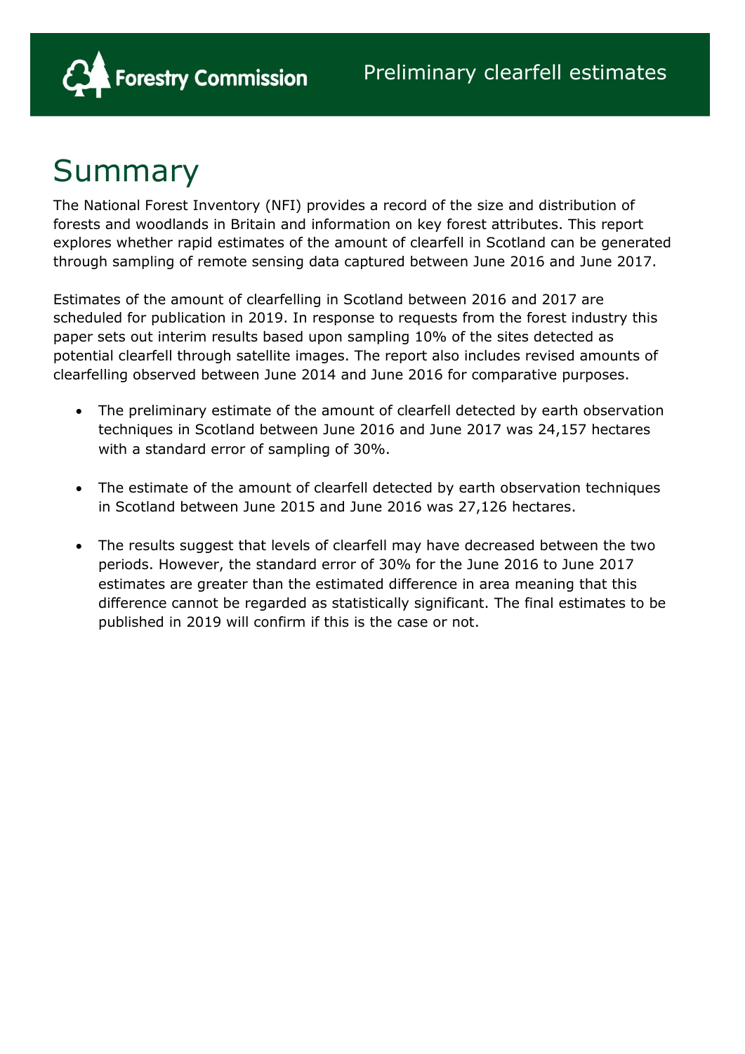# Summary

The National Forest Inventory (NFI) provides a record of the size and distribution of forests and woodlands in Britain and information on key forest attributes. This report explores whether rapid estimates of the amount of clearfell in Scotland can be generated through sampling of remote sensing data captured between June 2016 and June 2017.

Estimates of the amount of clearfelling in Scotland between 2016 and 2017 are scheduled for publication in 2019. In response to requests from the forest industry this paper sets out interim results based upon sampling 10% of the sites detected as potential clearfell through satellite images. The report also includes revised amounts of clearfelling observed between June 2014 and June 2016 for comparative purposes.

- The preliminary estimate of the amount of clearfell detected by earth observation techniques in Scotland between June 2016 and June 2017 was 24,157 hectares with a standard error of sampling of 30%.
- The estimate of the amount of clearfell detected by earth observation techniques in Scotland between June 2015 and June 2016 was 27,126 hectares.
- The results suggest that levels of clearfell may have decreased between the two periods. However, the standard error of 30% for the June 2016 to June 2017 estimates are greater than the estimated difference in area meaning that this difference cannot be regarded as statistically significant. The final estimates to be published in 2019 will confirm if this is the case or not.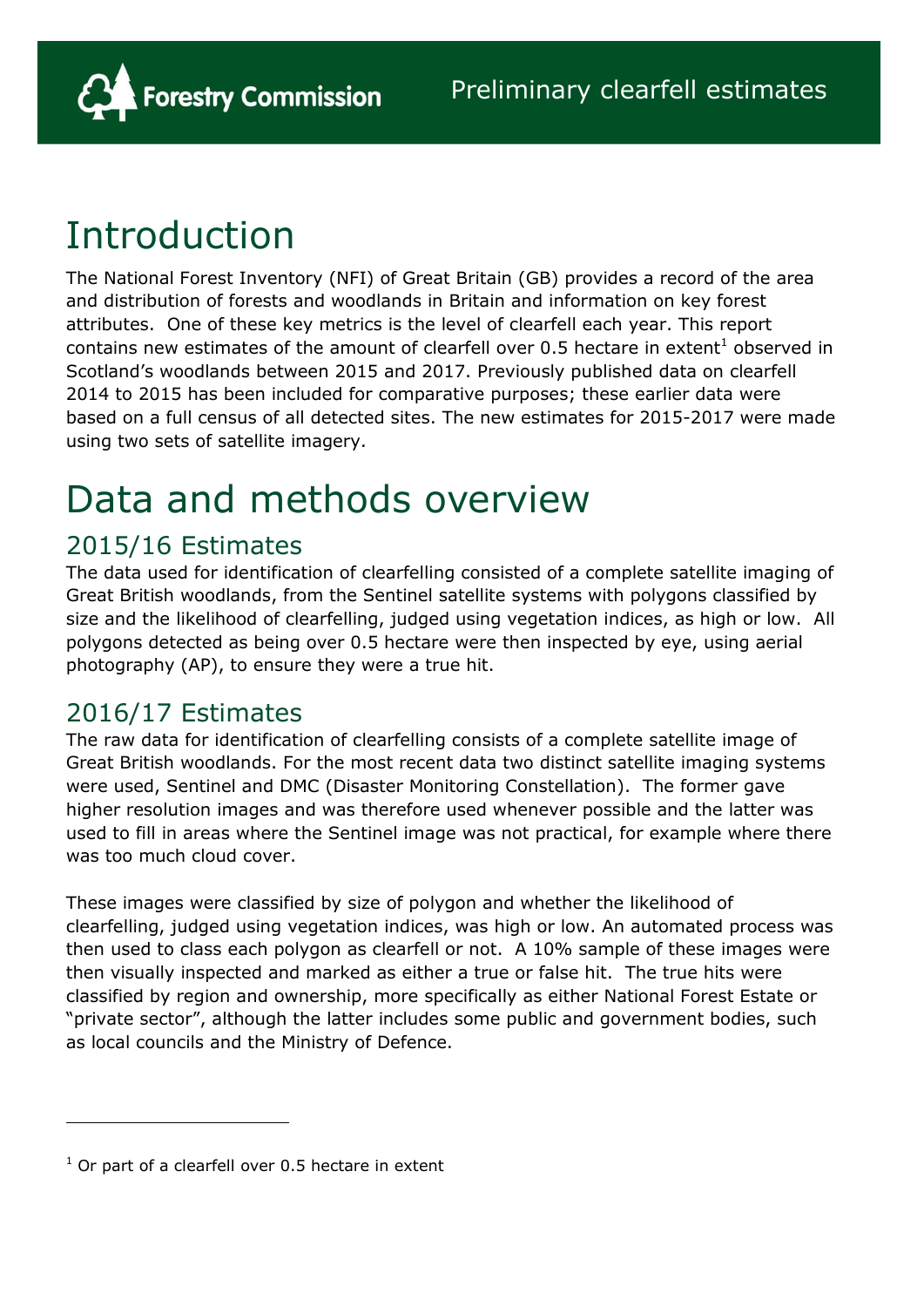# Introduction

The National Forest Inventory (NFI) of Great Britain (GB) provides a record of the area and distribution of forests and woodlands in Britain and information on key forest attributes. One of these key metrics is the level of clearfell each year. This report contains new estimates of the amount of clearfell over 0.5 hectare in extent[1] observed in Scotland's woodlands between 2015 and 2017. Previously published data on clearfell 2014 to 2015 has been included for comparative purposes; these earlier data were based on a full census of all detected sites. The new estimates for 2015-2017 were made using two sets of satellite imagery.

# Data and methods overview

## 2015/16 Estimates

The data used for identification of clearfelling consisted of a complete satellite imaging of Great British woodlands, from the Sentinel satellite systems with polygons classified by size and the likelihood of clearfelling, judged using vegetation indices, as high or low. All polygons detected as being over 0.5 hectare were then inspected by eye, using aerial photography (AP), to ensure they were a true hit.

## 2016/17 Estimates

The raw data for identification of clearfelling consists of a complete satellite image of Great British woodlands. For the most recent data two distinct satellite imaging systems were used, Sentinel and DMC (Disaster Monitoring Constellation). The former gave higher resolution images and was therefore used whenever possible and the latter was used to fill in areas where the Sentinel image was not practical, for example where there was too much cloud cover.

These images were classified by size of polygon and whether the likelihood of clearfelling, judged using vegetation indices, was high or low. An automated process was then used to class each polygon as clearfell or not. A 10% sample of these images were then visually inspected and marked as either a true or false hit. The true hits were classified by region and ownership, more specifically as either National Forest Estate or "private sector", although the latter includes some public and government bodies, such as local councils and the Ministry of Defence.

---

[1] Or part of a clearfell over 0.5 hectare in extent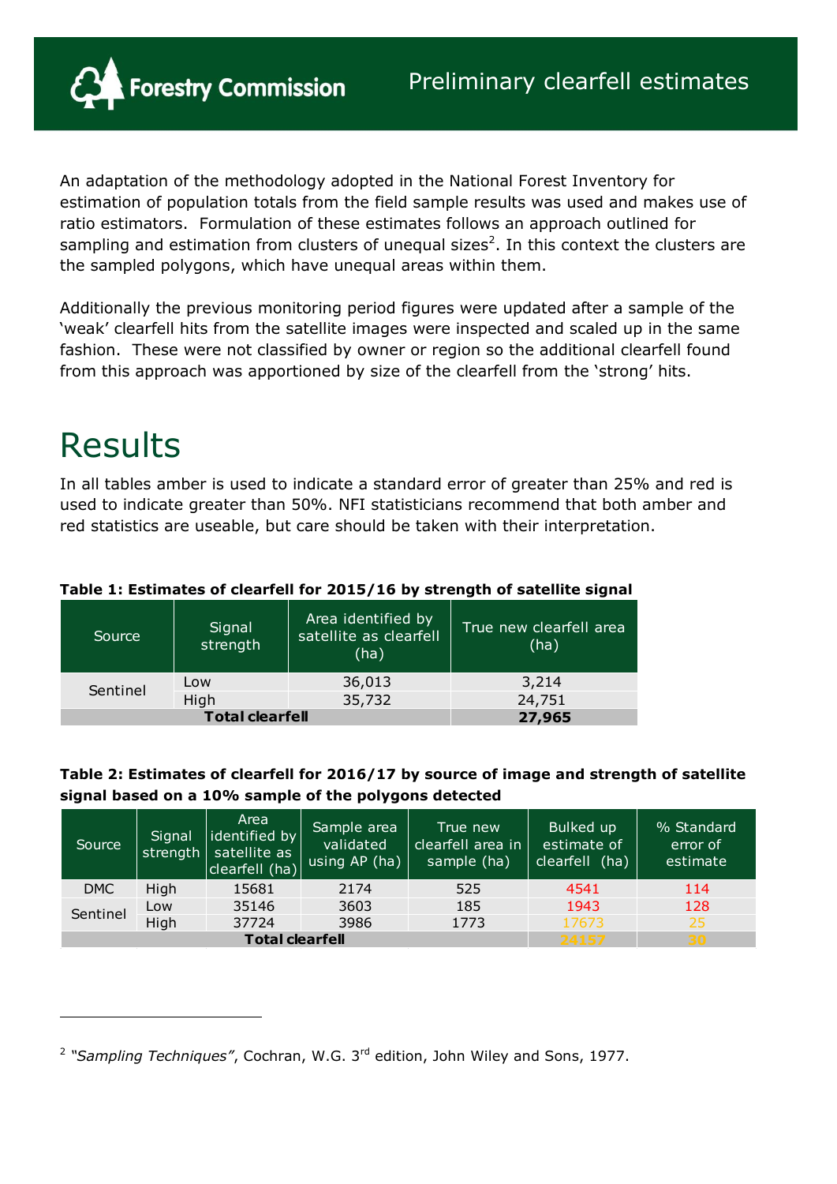An adaptation of the methodology adopted in the National Forest Inventory for estimation of population totals from the field sample results was used and makes use of ratio estimators. Formulation of these estimates follows an approach outlined for sampling and estimation from clusters of unequal sizes[2]. In this context the clusters are the sampled polygons, which have unequal areas within them.

Additionally the previous monitoring period figures were updated after a sample of the 'weak' clearfell hits from the satellite images were inspected and scaled up in the same fashion. These were not classified by owner or region so the additional clearfell found from this approach was apportioned by size of the clearfell from the 'strong' hits.

# Results

In all tables amber is used to indicate a standard error of greater than 25% and red is used to indicate greater than 50%. NFI statisticians recommend that both amber and red statistics are useable, but care should be taken with their interpretation.

**Table 1: Estimates of clearfell for 2015/16 by strength of satellite signal**

| Source | Signal strength | Area identified by satellite as clearfell (ha) | True new clearfell area (ha) |
|---|---|---|---|
| Sentinel | Low | 36,013 | 3,214 |
| | High | 35,732 | 24,751 |
| **Total clearfell** | | | **27,965** |

**Table 2: Estimates of clearfell for 2016/17 by source of image and strength of satellite signal based on a 10% sample of the polygons detected**

| Source | Signal strength | Area identified by satellite as clearfell (ha) | Sample area validated using AP (ha) | True new clearfell area in sample (ha) | Bulked up estimate of clearfell (ha) | % Standard error of estimate |
|---|---|---|---|---|---|---|
| DMC | High | 15681 | 2174 | 525 | 4541 | 114 |
| Sentinel | Low | 35146 | 3603 | 185 | 1943 | 128 |
| | High | 37724 | 3986 | 1773 | 17673 | 25 |
| **Total clearfell** | | | | | **24157** | **30** |

[2] *"Sampling Techniques"*, Cochran, W.G. 3rd edition, John Wiley and Sons, 1977.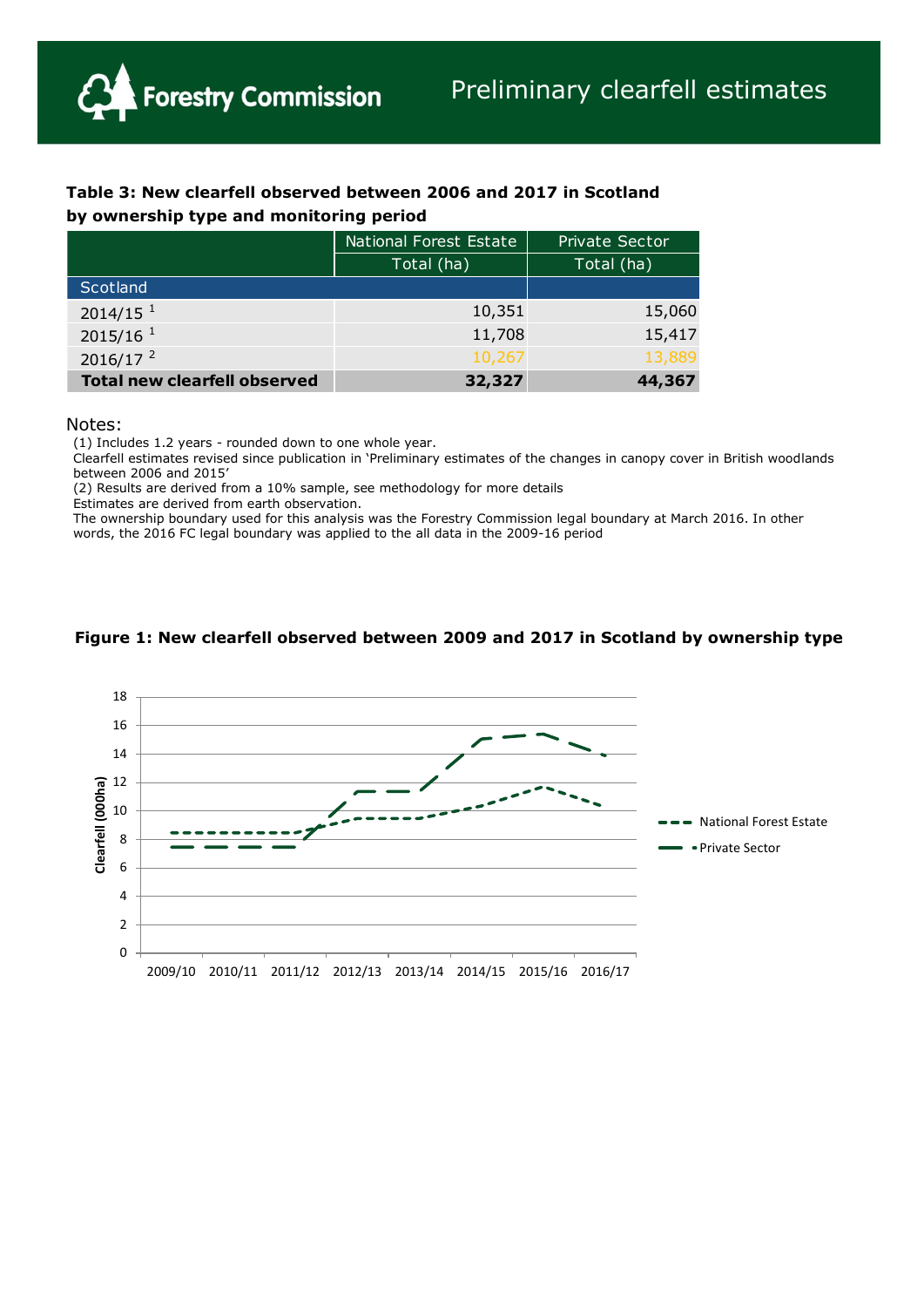# Forestry Commission — Preliminary clearfell estimates

### Table 3: New clearfell observed between 2006 and 2017 in Scotland by ownership type and monitoring period

| | National Forest Estate | Private Sector |
|---|---|---|
| | Total (ha) | Total (ha) |
| Scotland | | |
| 2014/15 [1] | 10,351 | 15,060 |
| 2015/16 [1] | 11,708 | 15,417 |
| 2016/17 [2] | 10,267 | 13,889 |
| **Total new clearfell observed** | **32,327** | **44,367** |

Notes:

(1) Includes 1.2 years - rounded down to one whole year.
Clearfell estimates revised since publication in 'Preliminary estimates of the changes in canopy cover in British woodlands between 2006 and 2015'
(2) Results are derived from a 10% sample, see methodology for more details
Estimates are derived from earth observation.
The ownership boundary used for this analysis was the Forestry Commission legal boundary at March 2016. In other words, the 2016 FC legal boundary was applied to the all data in the 2009-16 period

### Figure 1: New clearfell observed between 2009 and 2017 in Scotland by ownership type

Clearfell (000ha)

Series: National Forest Estate; Private Sector

Years: 2009/10, 2010/11, 2011/12, 2012/13, 2013/14, 2014/15, 2015/16, 2016/17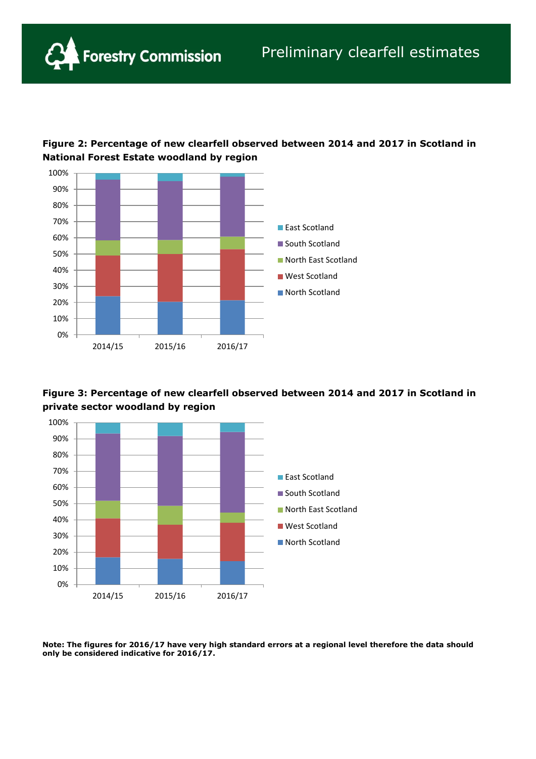**Figure 2: Percentage of new clearfell observed between 2014 and 2017 in Scotland in National Forest Estate woodland by region**

**Figure 3: Percentage of new clearfell observed between 2014 and 2017 in Scotland in private sector woodland by region**

**Note: The figures for 2016/17 have very high standard errors at a regional level therefore the data should only be considered indicative for 2016/17.**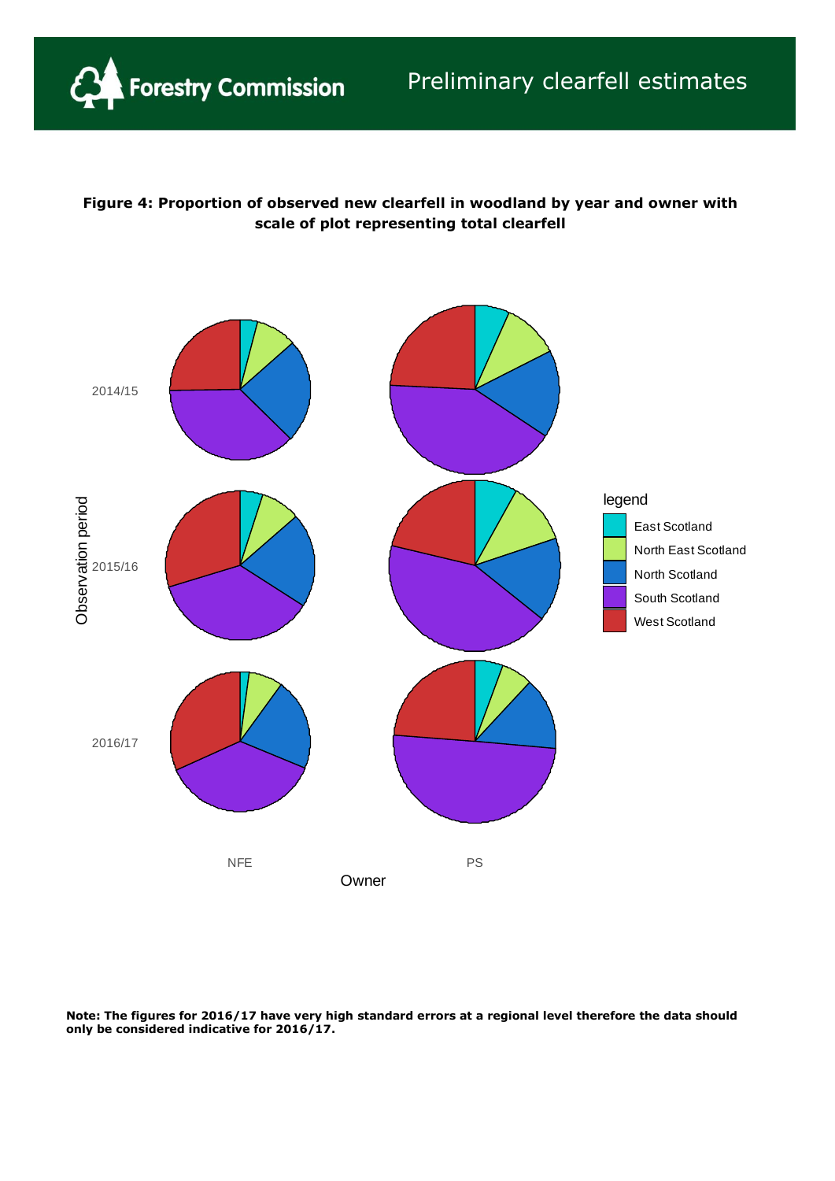**Figure 4: Proportion of observed new clearfell in woodland by year and owner with scale of plot representing total clearfell**

**Note: The figures for 2016/17 have very high standard errors at a regional level therefore the data should only be considered indicative for 2016/17.**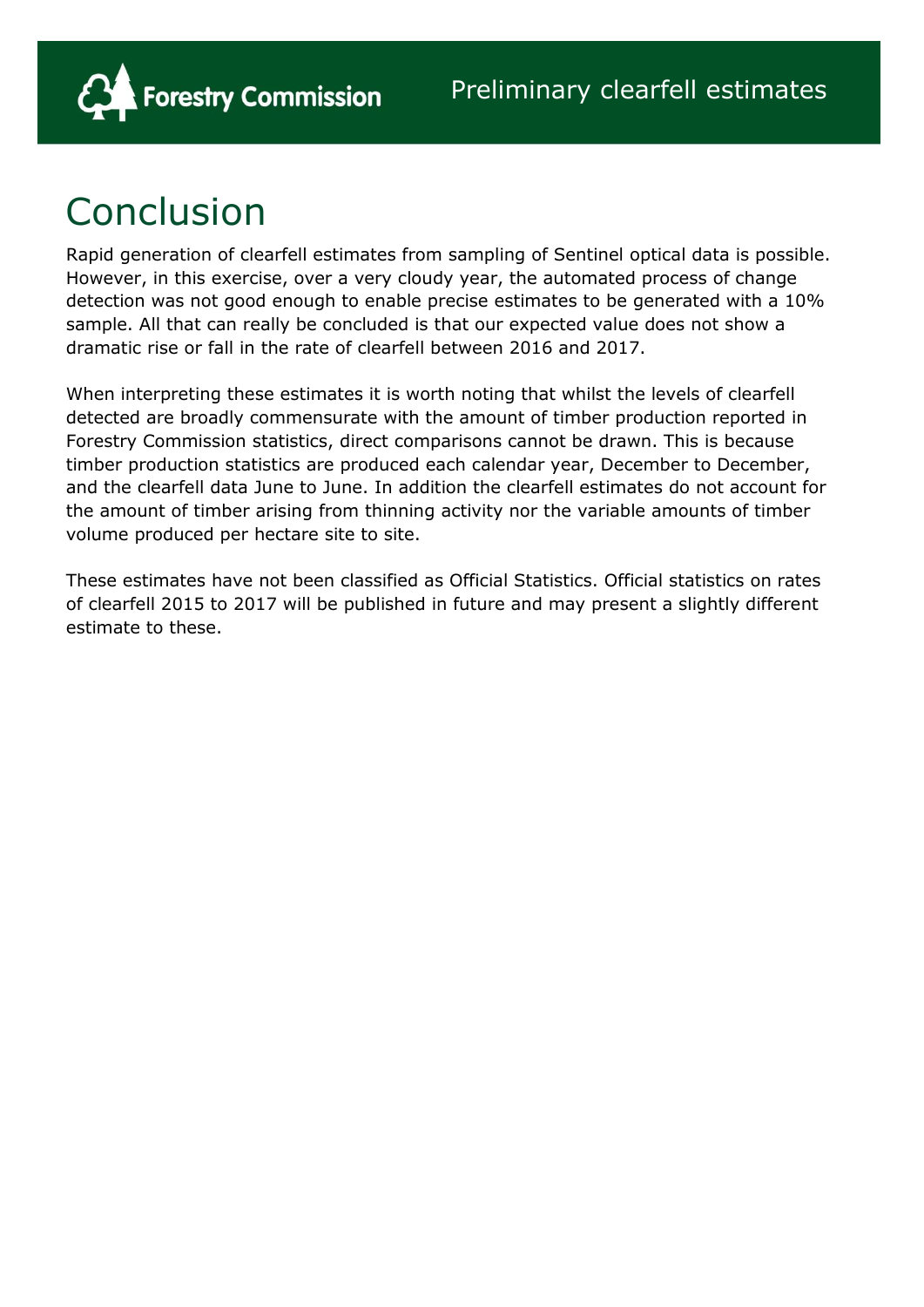# Conclusion

Rapid generation of clearfell estimates from sampling of Sentinel optical data is possible. However, in this exercise, over a very cloudy year, the automated process of change detection was not good enough to enable precise estimates to be generated with a 10% sample. All that can really be concluded is that our expected value does not show a dramatic rise or fall in the rate of clearfell between 2016 and 2017.

When interpreting these estimates it is worth noting that whilst the levels of clearfell detected are broadly commensurate with the amount of timber production reported in Forestry Commission statistics, direct comparisons cannot be drawn. This is because timber production statistics are produced each calendar year, December to December, and the clearfell data June to June. In addition the clearfell estimates do not account for the amount of timber arising from thinning activity nor the variable amounts of timber volume produced per hectare site to site.

These estimates have not been classified as Official Statistics. Official statistics on rates of clearfell 2015 to 2017 will be published in future and may present a slightly different estimate to these.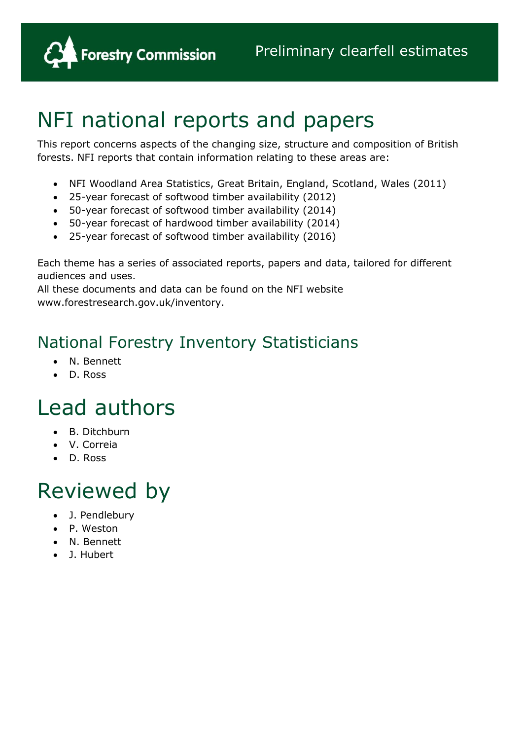# NFI national reports and papers

This report concerns aspects of the changing size, structure and composition of British forests. NFI reports that contain information relating to these areas are:

- NFI Woodland Area Statistics, Great Britain, England, Scotland, Wales (2011)
- 25-year forecast of softwood timber availability (2012)
- 50-year forecast of softwood timber availability (2014)
- 50-year forecast of hardwood timber availability (2014)
- 25-year forecast of softwood timber availability (2016)

Each theme has a series of associated reports, papers and data, tailored for different audiences and uses.
All these documents and data can be found on the NFI website www.forestresearch.gov.uk/inventory.

## National Forestry Inventory Statisticians

- N. Bennett
- D. Ross

# Lead authors

- B. Ditchburn
- V. Correia
- D. Ross

# Reviewed by

- J. Pendlebury
- P. Weston
- N. Bennett
- J. Hubert